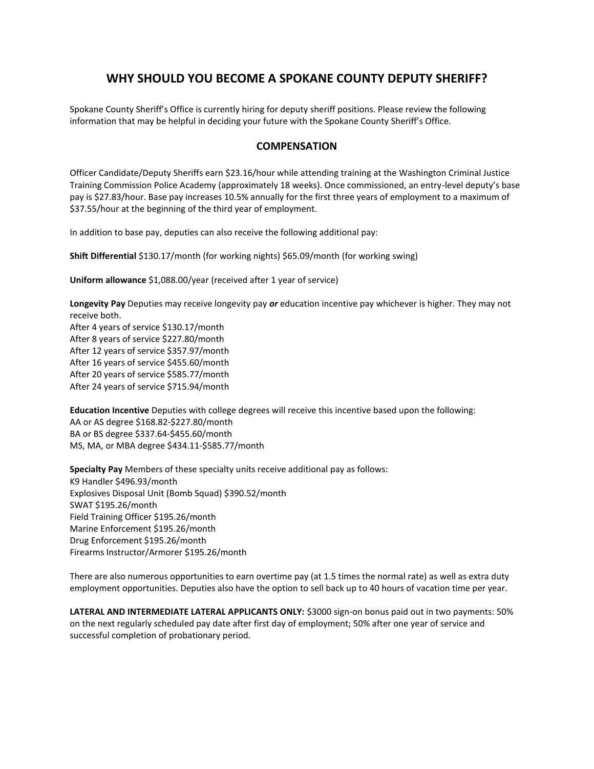# WHY SHOULD YOU BECOME A SPOKANE COUNTY DEPUTY SHERIFF?

Spokane County Sheriff's Office is currently hiring for deputy sheriff positions. Please review the following information that may be helpful in deciding your future with the Spokane County Sheriff's Office.

## COMPENSATION

Officer Candidate/Deputy Sheriffs earn $23.16/hour while attending training at the Washington Criminal Justice Training Commission Police Academy (approximately 18 weeks). Once commissioned, an entry-level deputy's base pay is $27.83/hour. Base pay increases 10.5% annually for the first three years of employment to a maximum of $37.55/hour at the beginning of the third year of employment.

In addition to base pay, deputies can also receive the following additional pay:

**Shift Differential** $130.17/month (for working nights) $65.09/month (for working swing)

**Uniform allowance** $1,088.00/year (received after 1 year of service)

**Longevity Pay** Deputies may receive longevity pay ***or*** education incentive pay whichever is higher. They may not receive both.
After 4 years of service $130.17/month
After 8 years of service $227.80/month
After 12 years of service $357.97/month
After 16 years of service $455.60/month
After 20 years of service $585.77/month
After 24 years of service $715.94/month

**Education Incentive** Deputies with college degrees will receive this incentive based upon the following:
AA or AS degree $168.82-$227.80/month
BA or BS degree $337.64-$455.60/month
MS, MA, or MBA degree $434.11-$585.77/month

**Specialty Pay** Members of these specialty units receive additional pay as follows:
K9 Handler $496.93/month
Explosives Disposal Unit (Bomb Squad) $390.52/month
SWAT $195.26/month
Field Training Officer $195.26/month
Marine Enforcement $195.26/month
Drug Enforcement $195.26/month
Firearms Instructor/Armorer $195.26/month

There are also numerous opportunities to earn overtime pay (at 1.5 times the normal rate) as well as extra duty employment opportunities. Deputies also have the option to sell back up to 40 hours of vacation time per year.

**LATERAL AND INTERMEDIATE LATERAL APPLICANTS ONLY:** $3000 sign-on bonus paid out in two payments: 50% on the next regularly scheduled pay date after first day of employment; 50% after one year of service and successful completion of probationary period.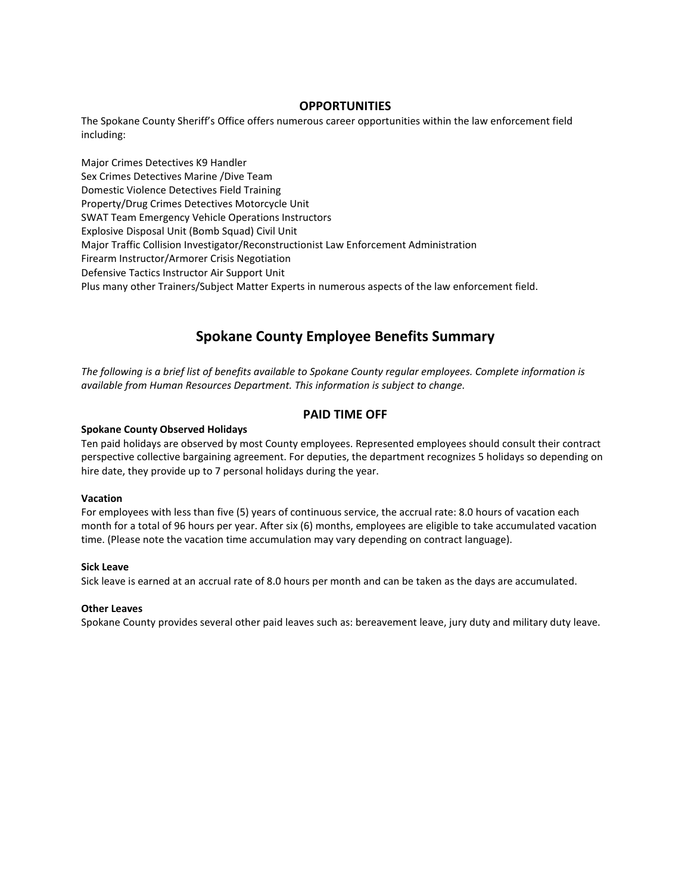## OPPORTUNITIES

The Spokane County Sheriff's Office offers numerous career opportunities within the law enforcement field including:

Major Crimes Detectives K9 Handler
Sex Crimes Detectives Marine /Dive Team
Domestic Violence Detectives Field Training
Property/Drug Crimes Detectives Motorcycle Unit
SWAT Team Emergency Vehicle Operations Instructors
Explosive Disposal Unit (Bomb Squad) Civil Unit
Major Traffic Collision Investigator/Reconstructionist Law Enforcement Administration
Firearm Instructor/Armorer Crisis Negotiation
Defensive Tactics Instructor Air Support Unit
Plus many other Trainers/Subject Matter Experts in numerous aspects of the law enforcement field.

# Spokane County Employee Benefits Summary

*The following is a brief list of benefits available to Spokane County regular employees. Complete information is available from Human Resources Department. This information is subject to change.*

## PAID TIME OFF

**Spokane County Observed Holidays**

Ten paid holidays are observed by most County employees. Represented employees should consult their contract perspective collective bargaining agreement. For deputies, the department recognizes 5 holidays so depending on hire date, they provide up to 7 personal holidays during the year.

**Vacation**

For employees with less than five (5) years of continuous service, the accrual rate: 8.0 hours of vacation each month for a total of 96 hours per year. After six (6) months, employees are eligible to take accumulated vacation time. (Please note the vacation time accumulation may vary depending on contract language).

**Sick Leave**

Sick leave is earned at an accrual rate of 8.0 hours per month and can be taken as the days are accumulated.

**Other Leaves**

Spokane County provides several other paid leaves such as: bereavement leave, jury duty and military duty leave.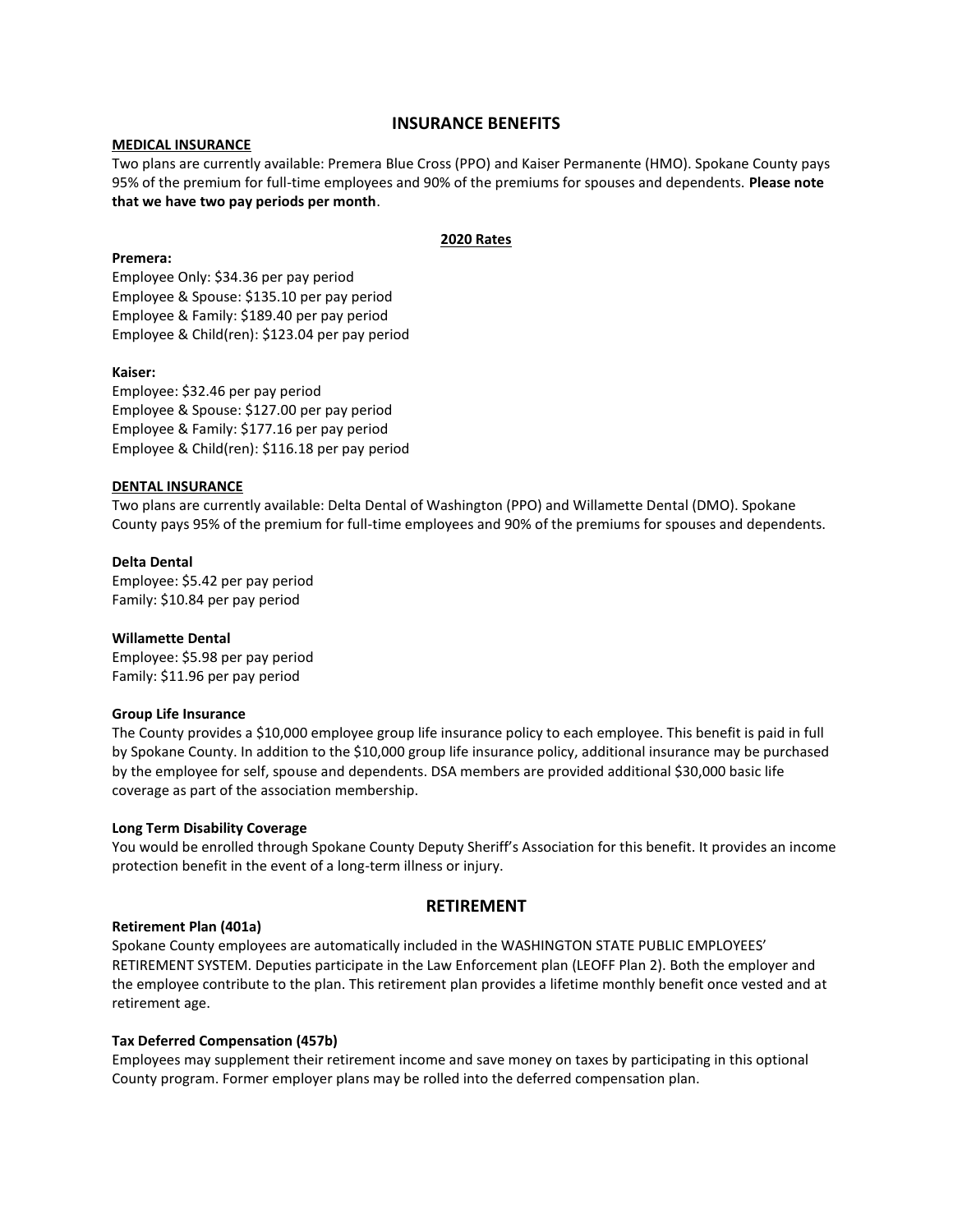# INSURANCE BENEFITS

**MEDICAL INSURANCE**

Two plans are currently available: Premera Blue Cross (PPO) and Kaiser Permanente (HMO). Spokane County pays 95% of the premium for full-time employees and 90% of the premiums for spouses and dependents. **Please note that we have two pay periods per month**.

**2020 Rates**

**Premera:**
Employee Only: $34.36 per pay period
Employee & Spouse: $135.10 per pay period
Employee & Family: $189.40 per pay period
Employee & Child(ren): $123.04 per pay period

**Kaiser:**
Employee: $32.46 per pay period
Employee & Spouse: $127.00 per pay period
Employee & Family: $177.16 per pay period
Employee & Child(ren): $116.18 per pay period

**DENTAL INSURANCE**

Two plans are currently available: Delta Dental of Washington (PPO) and Willamette Dental (DMO). Spokane County pays 95% of the premium for full-time employees and 90% of the premiums for spouses and dependents.

**Delta Dental**
Employee: $5.42 per pay period
Family: $10.84 per pay period

**Willamette Dental**
Employee: $5.98 per pay period
Family: $11.96 per pay period

**Group Life Insurance**

The County provides a $10,000 employee group life insurance policy to each employee. This benefit is paid in full by Spokane County. In addition to the $10,000 group life insurance policy, additional insurance may be purchased by the employee for self, spouse and dependents. DSA members are provided additional $30,000 basic life coverage as part of the association membership.

**Long Term Disability Coverage**

You would be enrolled through Spokane County Deputy Sheriff's Association for this benefit. It provides an income protection benefit in the event of a long-term illness or injury.

# RETIREMENT

**Retirement Plan (401a)**

Spokane County employees are automatically included in the WASHINGTON STATE PUBLIC EMPLOYEES' RETIREMENT SYSTEM. Deputies participate in the Law Enforcement plan (LEOFF Plan 2). Both the employer and the employee contribute to the plan. This retirement plan provides a lifetime monthly benefit once vested and at retirement age.

**Tax Deferred Compensation (457b)**

Employees may supplement their retirement income and save money on taxes by participating in this optional County program. Former employer plans may be rolled into the deferred compensation plan.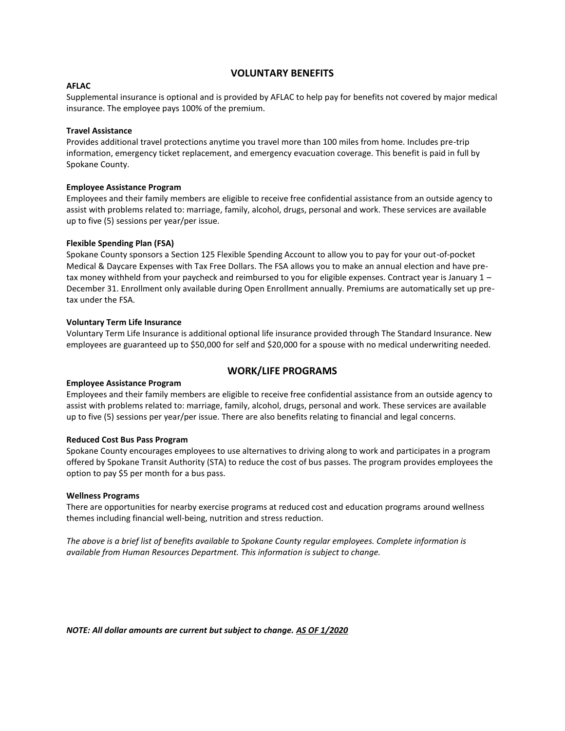## VOLUNTARY BENEFITS

**AFLAC**

Supplemental insurance is optional and is provided by AFLAC to help pay for benefits not covered by major medical insurance. The employee pays 100% of the premium.

**Travel Assistance**

Provides additional travel protections anytime you travel more than 100 miles from home. Includes pre-trip information, emergency ticket replacement, and emergency evacuation coverage. This benefit is paid in full by Spokane County.

**Employee Assistance Program**

Employees and their family members are eligible to receive free confidential assistance from an outside agency to assist with problems related to: marriage, family, alcohol, drugs, personal and work. These services are available up to five (5) sessions per year/per issue.

**Flexible Spending Plan (FSA)**

Spokane County sponsors a Section 125 Flexible Spending Account to allow you to pay for your out-of-pocket Medical & Daycare Expenses with Tax Free Dollars. The FSA allows you to make an annual election and have pre-tax money withheld from your paycheck and reimbursed to you for eligible expenses. Contract year is January 1 – December 31. Enrollment only available during Open Enrollment annually. Premiums are automatically set up pre-tax under the FSA.

**Voluntary Term Life Insurance**

Voluntary Term Life Insurance is additional optional life insurance provided through The Standard Insurance. New employees are guaranteed up to $50,000 for self and $20,000 for a spouse with no medical underwriting needed.

## WORK/LIFE PROGRAMS

**Employee Assistance Program**

Employees and their family members are eligible to receive free confidential assistance from an outside agency to assist with problems related to: marriage, family, alcohol, drugs, personal and work. These services are available up to five (5) sessions per year/per issue. There are also benefits relating to financial and legal concerns.

**Reduced Cost Bus Pass Program**

Spokane County encourages employees to use alternatives to driving along to work and participates in a program offered by Spokane Transit Authority (STA) to reduce the cost of bus passes. The program provides employees the option to pay $5 per month for a bus pass.

**Wellness Programs**

There are opportunities for nearby exercise programs at reduced cost and education programs around wellness themes including financial well-being, nutrition and stress reduction.

*The above is a brief list of benefits available to Spokane County regular employees. Complete information is available from Human Resources Department. This information is subject to change.*

***NOTE: All dollar amounts are current but subject to change. AS OF 1/2020***